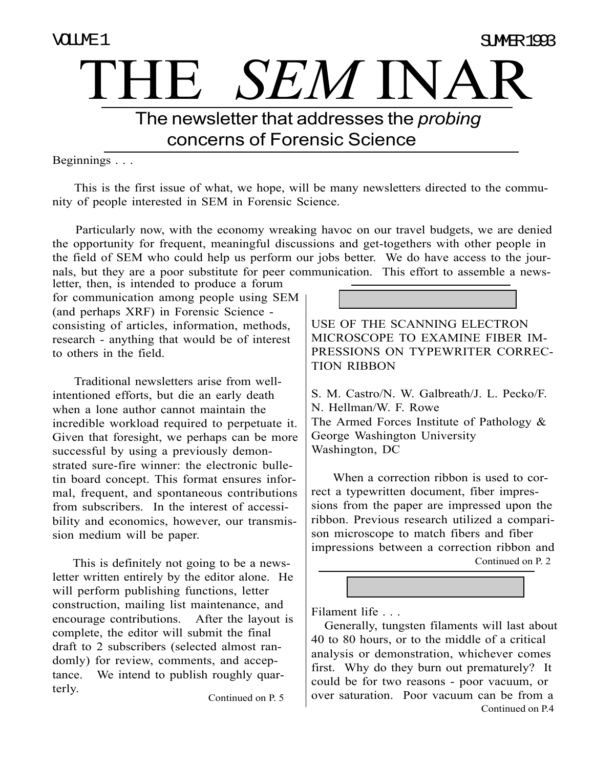VOLUME 1 SUMMER 1993

# THE *SEM* INAR

## The newsletter that addresses the *probing* concerns of Forensic Science

Beginnings . . .

This is the first issue of what, we hope, will be many newsletters directed to the community of people interested in SEM in Forensic Science.

Particularly now, with the economy wreaking havoc on our travel budgets, we are denied the opportunity for frequent, meaningful discussions and get-togethers with other people in the field of SEM who could help us perform our jobs better. We do have access to the journals, but they are a poor substitute for peer communication. This effort to assemble a newsletter, then, is intended to produce a forum for communication among people using SEM (and perhaps XRF) in Forensic Science - consisting of articles, information, methods, research - anything that would be of interest to others in the field.

Traditional newsletters arise from well-intentioned efforts, but die an early death when a lone author cannot maintain the incredible workload required to perpetuate it. Given that foresight, we perhaps can be more successful by using a previously demonstrated sure-fire winner: the electronic bulletin board concept. This format ensures informal, frequent, and spontaneous contributions from subscribers. In the interest of accessibility and economics, however, our transmission medium will be paper.

This is definitely not going to be a newsletter written entirely by the editor alone. He will perform publishing functions, letter construction, mailing list maintenance, and encourage contributions. After the layout is complete, the editor will submit the final draft to 2 subscribers (selected almost randomly) for review, comments, and acceptance. We intend to publish roughly quarterly.

Continued on P. 5

---

USE OF THE SCANNING ELECTRON MICROSCOPE TO EXAMINE FIBER IMPRESSIONS ON TYPEWRITER CORRECTION RIBBON

S. M. Castro/N. W. Galbreath/J. L. Pecko/F. N. Hellman/W. F. Rowe
The Armed Forces Institute of Pathology & George Washington University
Washington, DC

When a correction ribbon is used to correct a typewritten document, fiber impressions from the paper are impressed upon the ribbon. Previous research utilized a comparison microscope to match fibers and fiber impressions between a correction ribbon and

Continued on P. 2

---

Filament life . . .

Generally, tungsten filaments will last about 40 to 80 hours, or to the middle of a critical analysis or demonstration, whichever comes first. Why do they burn out prematurely? It could be for two reasons - poor vacuum, or over saturation. Poor vacuum can be from a

Continued on P.4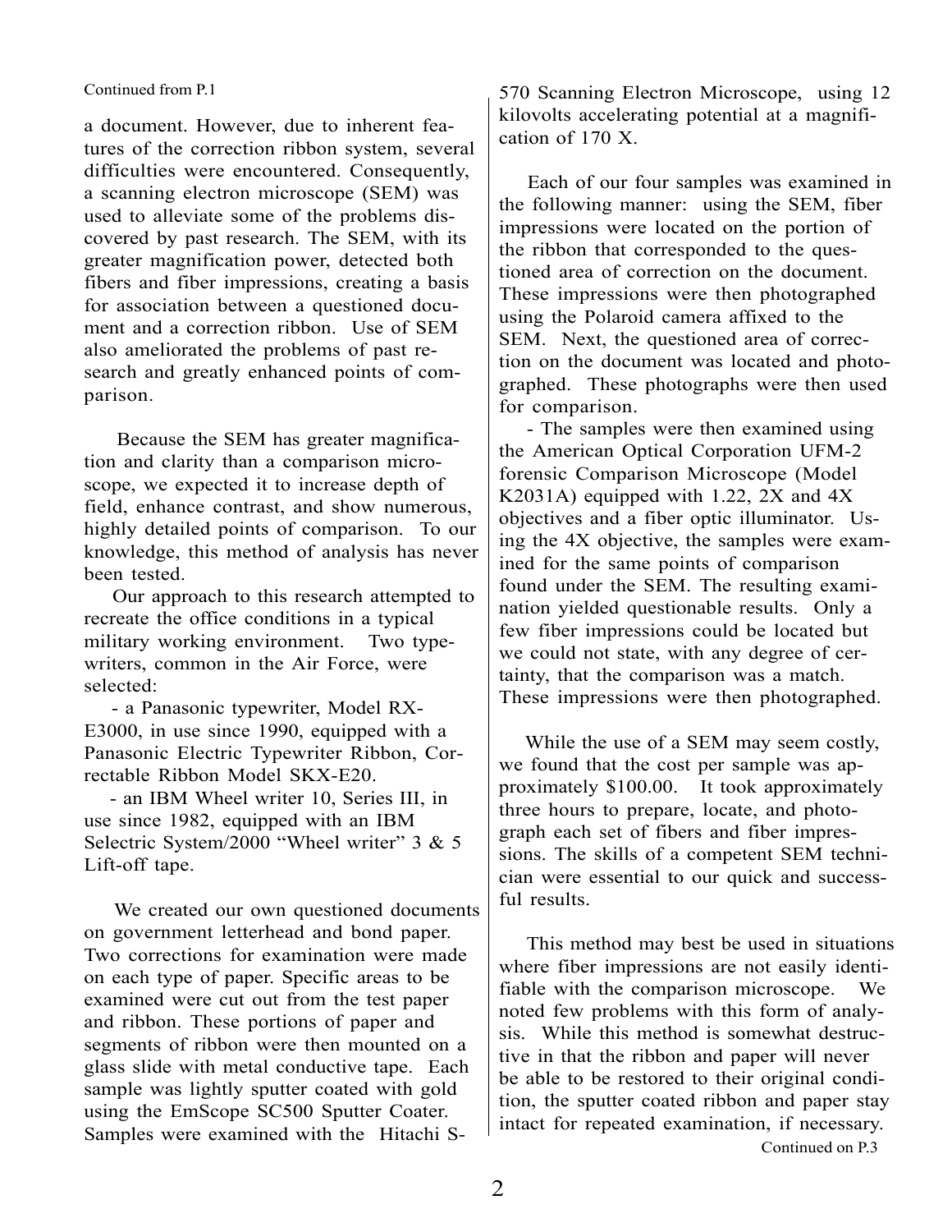Continued from P.1

a document. However, due to inherent features of the correction ribbon system, several difficulties were encountered. Consequently, a scanning electron microscope (SEM) was used to alleviate some of the problems discovered by past research. The SEM, with its greater magnification power, detected both fibers and fiber impressions, creating a basis for association between a questioned document and a correction ribbon. Use of SEM also ameliorated the problems of past research and greatly enhanced points of comparison.

Because the SEM has greater magnification and clarity than a comparison microscope, we expected it to increase depth of field, enhance contrast, and show numerous, highly detailed points of comparison. To our knowledge, this method of analysis has never been tested.

Our approach to this research attempted to recreate the office conditions in a typical military working environment. Two typewriters, common in the Air Force, were selected:

- a Panasonic typewriter, Model RX-E3000, in use since 1990, equipped with a Panasonic Electric Typewriter Ribbon, Correctable Ribbon Model SKX-E20.
- an IBM Wheel writer 10, Series III, in use since 1982, equipped with an IBM Selectric System/2000 "Wheel writer" 3 & 5 Lift-off tape.

We created our own questioned documents on government letterhead and bond paper. Two corrections for examination were made on each type of paper. Specific areas to be examined were cut out from the test paper and ribbon. These portions of paper and segments of ribbon were then mounted on a glass slide with metal conductive tape. Each sample was lightly sputter coated with gold using the EmScope SC500 Sputter Coater. Samples were examined with the Hitachi S-570 Scanning Electron Microscope, using 12 kilovolts accelerating potential at a magnification of 170 X.

Each of our four samples was examined in the following manner: using the SEM, fiber impressions were located on the portion of the ribbon that corresponded to the questioned area of correction on the document. These impressions were then photographed using the Polaroid camera affixed to the SEM. Next, the questioned area of correction on the document was located and photographed. These photographs were then used for comparison.

- The samples were then examined using the American Optical Corporation UFM-2 forensic Comparison Microscope (Model K2031A) equipped with 1.22, 2X and 4X objectives and a fiber optic illuminator. Using the 4X objective, the samples were examined for the same points of comparison found under the SEM. The resulting examination yielded questionable results. Only a few fiber impressions could be located but we could not state, with any degree of certainty, that the comparison was a match. These impressions were then photographed.

While the use of a SEM may seem costly, we found that the cost per sample was approximately $100.00. It took approximately three hours to prepare, locate, and photograph each set of fibers and fiber impressions. The skills of a competent SEM technician were essential to our quick and successful results.

This method may best be used in situations where fiber impressions are not easily identifiable with the comparison microscope. We noted few problems with this form of analysis. While this method is somewhat destructive in that the ribbon and paper will never be able to be restored to their original condition, the sputter coated ribbon and paper stay intact for repeated examination, if necessary.

Continued on P.3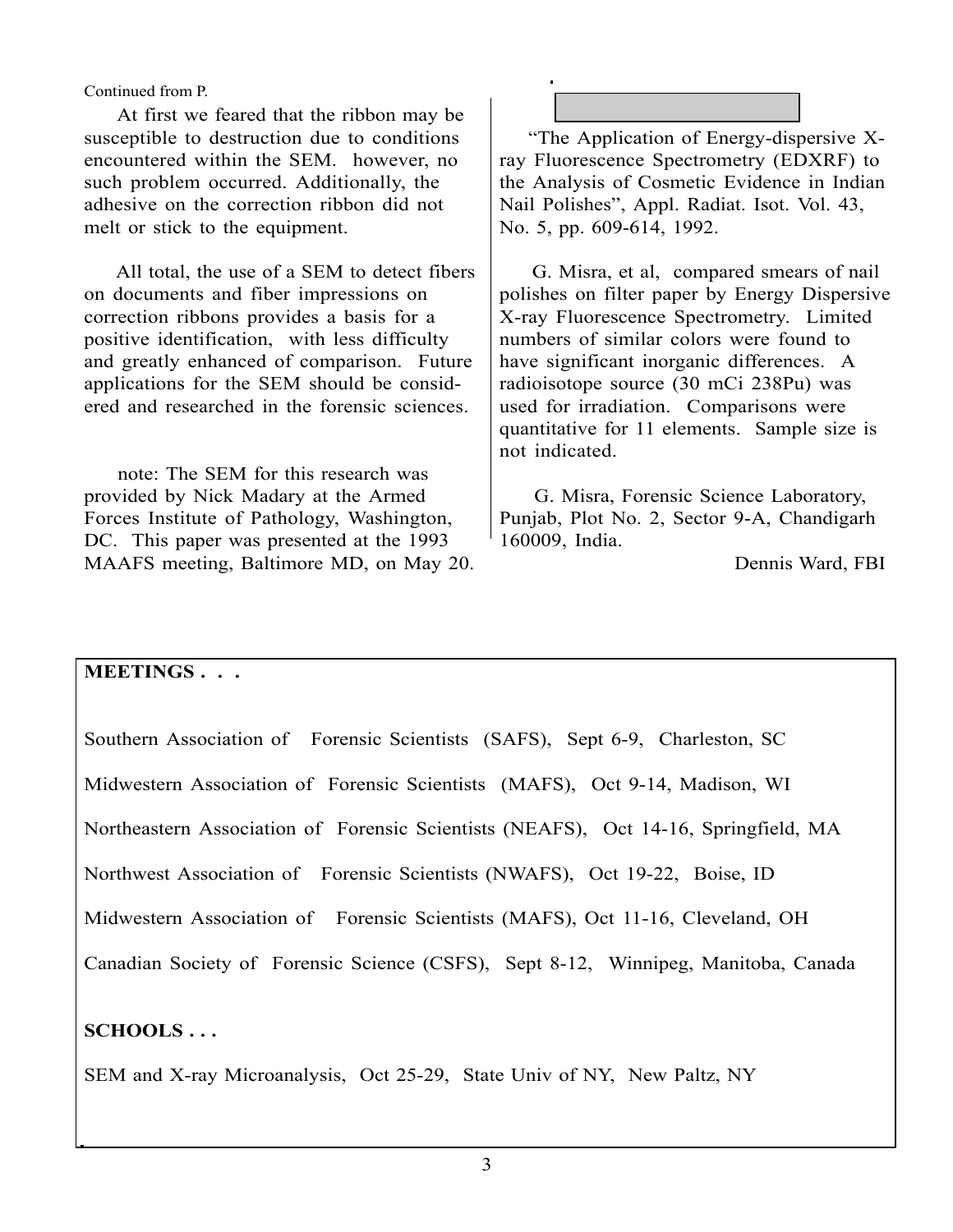Continued from P.

At first we feared that the ribbon may be susceptible to destruction due to conditions encountered within the SEM. however, no such problem occurred. Additionally, the adhesive on the correction ribbon did not melt or stick to the equipment.

All total, the use of a SEM to detect fibers on documents and fiber impressions on correction ribbons provides a basis for a positive identification, with less difficulty and greatly enhanced of comparison. Future applications for the SEM should be considered and researched in the forensic sciences.

note: The SEM for this research was provided by Nick Madary at the Armed Forces Institute of Pathology, Washington, DC. This paper was presented at the 1993 MAAFS meeting, Baltimore MD, on May 20.

"The Application of Energy-dispersive X-ray Fluorescence Spectrometry (EDXRF) to the Analysis of Cosmetic Evidence in Indian Nail Polishes", Appl. Radiat. Isot. Vol. 43, No. 5, pp. 609-614, 1992.

G. Misra, et al, compared smears of nail polishes on filter paper by Energy Dispersive X-ray Fluorescence Spectrometry. Limited numbers of similar colors were found to have significant inorganic differences. A radioisotope source (30 mCi 238Pu) was used for irradiation. Comparisons were quantitative for 11 elements. Sample size is not indicated.

G. Misra, Forensic Science Laboratory, Punjab, Plot No. 2, Sector 9-A, Chandigarh 160009, India.

Dennis Ward, FBI

**MEETINGS . . .**

Southern Association of Forensic Scientists (SAFS), Sept 6-9, Charleston, SC

Midwestern Association of Forensic Scientists (MAFS), Oct 9-14, Madison, WI

Northeastern Association of Forensic Scientists (NEAFS), Oct 14-16, Springfield, MA

Northwest Association of Forensic Scientists (NWAFS), Oct 19-22, Boise, ID

Midwestern Association of Forensic Scientists (MAFS), Oct 11-16, Cleveland, OH

Canadian Society of Forensic Science (CSFS), Sept 8-12, Winnipeg, Manitoba, Canada

**SCHOOLS . . .**

SEM and X-ray Microanalysis, Oct 25-29, State Univ of NY, New Paltz, NY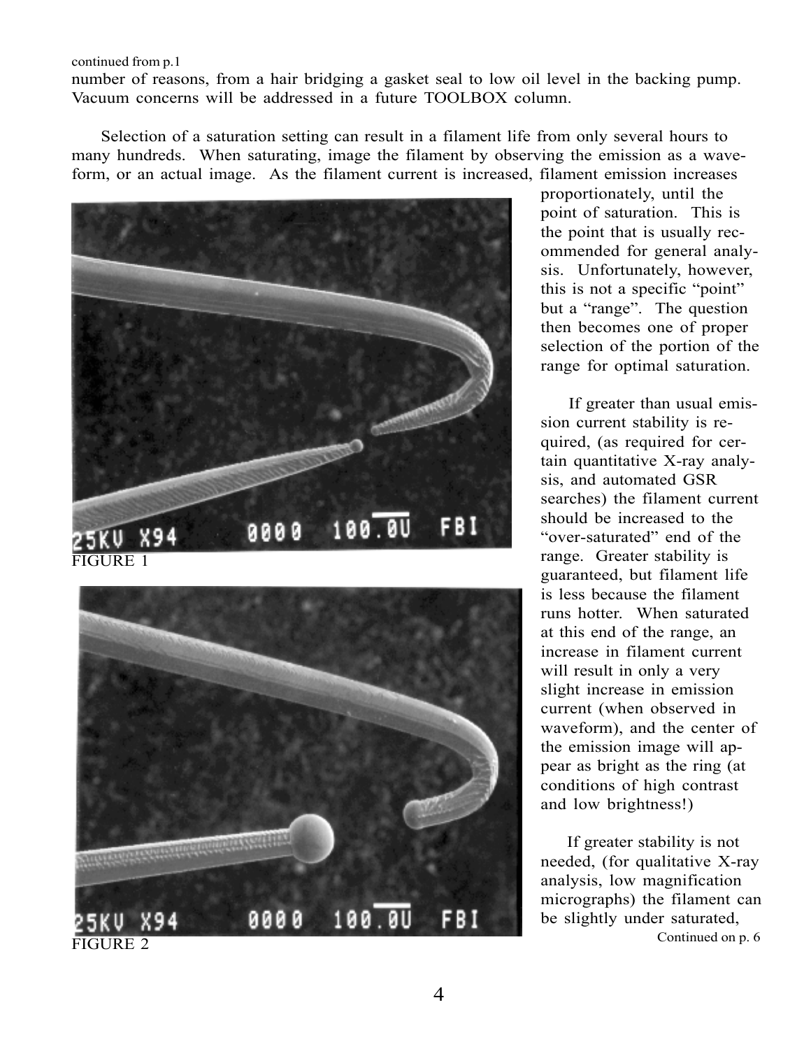continued from p.1

number of reasons, from a hair bridging a gasket seal to low oil level in the backing pump. Vacuum concerns will be addressed in a future TOOLBOX column.

Selection of a saturation setting can result in a filament life from only several hours to many hundreds. When saturating, image the filament by observing the emission as a waveform, or an actual image. As the filament current is increased, filament emission increases proportionately, until the point of saturation. This is the point that is usually recommended for general analysis. Unfortunately, however, this is not a specific "point" but a "range". The question then becomes one of proper selection of the portion of the range for optimal saturation.

FIGURE 1

FIGURE 2

If greater than usual emission current stability is required, (as required for certain quantitative X-ray analysis, and automated GSR searches) the filament current should be increased to the "over-saturated" end of the range. Greater stability is guaranteed, but filament life is less because the filament runs hotter. When saturated at this end of the range, an increase in filament current will result in only a very slight increase in emission current (when observed in waveform), and the center of the emission image will appear as bright as the ring (at conditions of high contrast and low brightness!)

If greater stability is not needed, (for qualitative X-ray analysis, low magnification micrographs) the filament can be slightly under saturated,

Continued on p. 6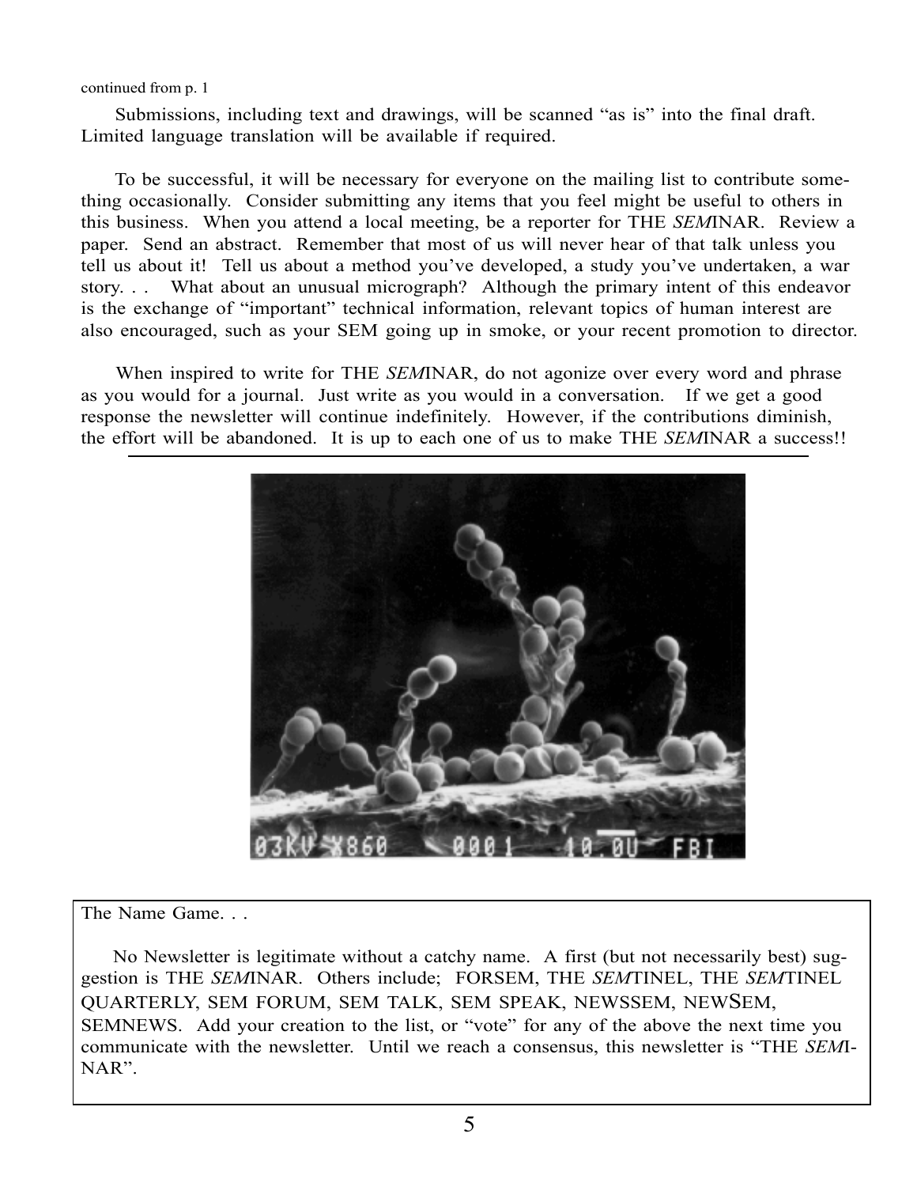continued from p. 1

Submissions, including text and drawings, will be scanned "as is" into the final draft. Limited language translation will be available if required.

To be successful, it will be necessary for everyone on the mailing list to contribute something occasionally. Consider submitting any items that you feel might be useful to others in this business. When you attend a local meeting, be a reporter for THE *SEM*INAR. Review a paper. Send an abstract. Remember that most of us will never hear of that talk unless you tell us about it! Tell us about a method you've developed, a study you've undertaken, a war story. . . What about an unusual micrograph? Although the primary intent of this endeavor is the exchange of "important" technical information, relevant topics of human interest are also encouraged, such as your SEM going up in smoke, or your recent promotion to director.

When inspired to write for THE *SEM*INAR, do not agonize over every word and phrase as you would for a journal. Just write as you would in a conversation. If we get a good response the newsletter will continue indefinitely. However, if the contributions diminish, the effort will be abandoned. It is up to each one of us to make THE *SEM*INAR a success!!

---

03KV X860 0001 10.0U FBI

---

The Name Game. . .

No Newsletter is legitimate without a catchy name. A first (but not necessarily best) suggestion is THE *SEM*INAR. Others include; FORSEM, THE *SEM*TINEL, THE *SEM*TINEL QUARTERLY, SEM FORUM, SEM TALK, SEM SPEAK, NEWSSEM, NEWSEM, SEMNEWS. Add your creation to the list, or "vote" for any of the above the next time you communicate with the newsletter. Until we reach a consensus, this newsletter is "THE *SEM*INAR".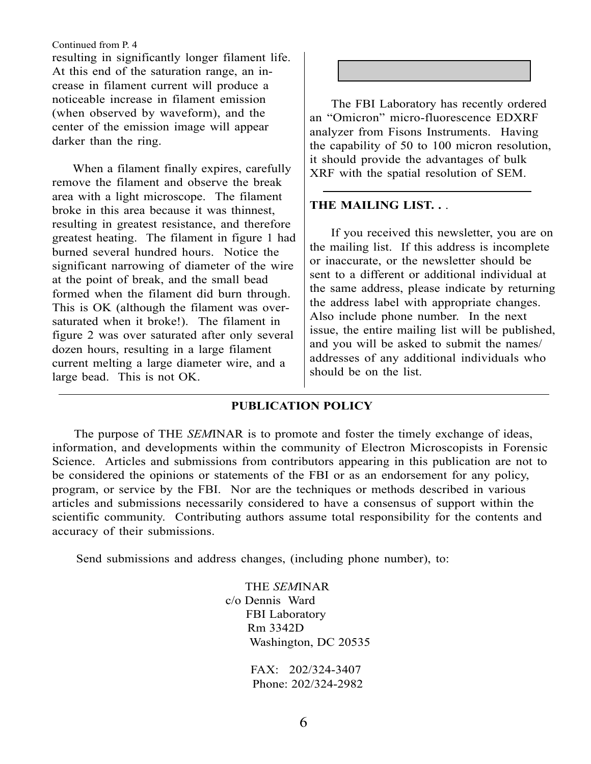Continued from P. 4

resulting in significantly longer filament life. At this end of the saturation range, an increase in filament current will produce a noticeable increase in filament emission (when observed by waveform), and the center of the emission image will appear darker than the ring.

When a filament finally expires, carefully remove the filament and observe the break area with a light microscope. The filament broke in this area because it was thinnest, resulting in greatest resistance, and therefore greatest heating. The filament in figure 1 had burned several hundred hours. Notice the significant narrowing of diameter of the wire at the point of break, and the small bead formed when the filament did burn through. This is OK (although the filament was over-saturated when it broke!). The filament in figure 2 was over saturated after only several dozen hours, resulting in a large filament current melting a large diameter wire, and a large bead. This is not OK.

The FBI Laboratory has recently ordered an "Omicron" micro-fluorescence EDXRF analyzer from Fisons Instruments. Having the capability of 50 to 100 micron resolution, it should provide the advantages of bulk XRF with the spatial resolution of SEM.

## THE MAILING LIST. . .

If you received this newsletter, you are on the mailing list. If this address is incomplete or inaccurate, or the newsletter should be sent to a different or additional individual at the same address, please indicate by returning the address label with appropriate changes. Also include phone number. In the next issue, the entire mailing list will be published, and you will be asked to submit the names/addresses of any additional individuals who should be on the list.

## PUBLICATION POLICY

The purpose of THE *SEM*INAR is to promote and foster the timely exchange of ideas, information, and developments within the community of Electron Microscopists in Forensic Science. Articles and submissions from contributors appearing in this publication are not to be considered the opinions or statements of the FBI or as an endorsement for any policy, program, or service by the FBI. Nor are the techniques or methods described in various articles and submissions necessarily considered to have a consensus of support within the scientific community. Contributing authors assume total responsibility for the contents and accuracy of their submissions.

Send submissions and address changes, (including phone number), to:

THE *SEM*INAR
c/o Dennis Ward
FBI Laboratory
Rm 3342D
Washington, DC 20535

FAX: 202/324-3407
Phone: 202/324-2982